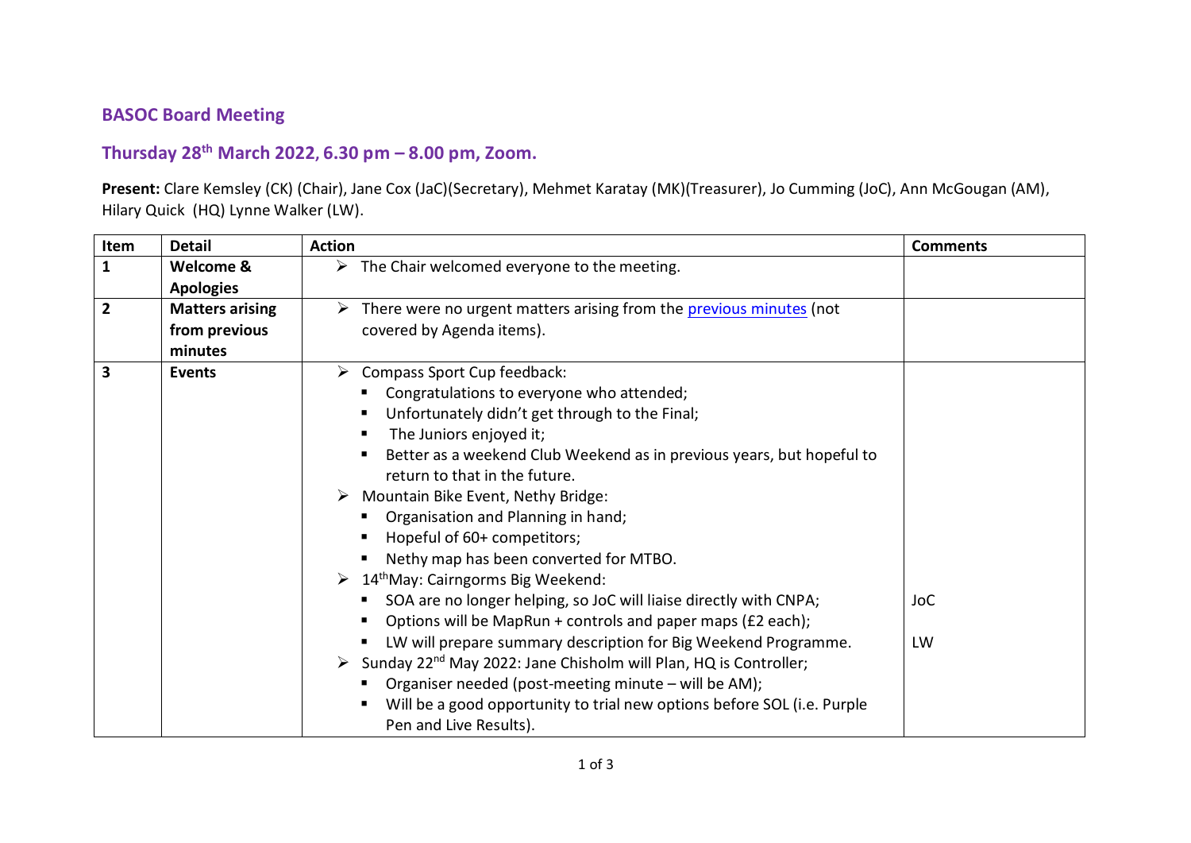## BASOC Board Meeting

## Thursday 28th March 2022, 6.30 pm – 8.00 pm, Zoom.

**Present:** Clare Kemsley (CK) (Chair), Jane Cox (JaC)(Secretary), Mehmet Karatay (MK)(Treasurer), Jo Cumming (JoC), Ann McGougan (AM), Hilary Quick (HQ) Lynne Walker (LW).

| Item | Detail | Action | Comments |
|---|---|---|---|
| **1** | **Welcome & Apologies** | ➢ The Chair welcomed everyone to the meeting. | |
| **2** | **Matters arising from previous minutes** | ➢ There were no urgent matters arising from the previous minutes (not covered by Agenda items). | |
| **3** | **Events** | ➢ Compass Sport Cup feedback:<br>▪ Congratulations to everyone who attended;<br>▪ Unfortunately didn't get through to the Final;<br>▪ The Juniors enjoyed it;<br>▪ Better as a weekend Club Weekend as in previous years, but hopeful to return to that in the future.<br>➢ Mountain Bike Event, Nethy Bridge:<br>▪ Organisation and Planning in hand;<br>▪ Hopeful of 60+ competitors;<br>▪ Nethy map has been converted for MTBO.<br>➢ 14th May: Cairngorms Big Weekend:<br>▪ SOA are no longer helping, so JoC will liaise directly with CNPA;<br>▪ Options will be MapRun + controls and paper maps (£2 each);<br>▪ LW will prepare summary description for Big Weekend Programme.<br>➢ Sunday 22nd May 2022: Jane Chisholm will Plan, HQ is Controller;<br>▪ Organiser needed (post-meeting minute – will be AM);<br>▪ Will be a good opportunity to trial new options before SOL (i.e. Purple Pen and Live Results). | <br><br><br><br><br><br><br><br><br><br><br>JoC<br><br>LW |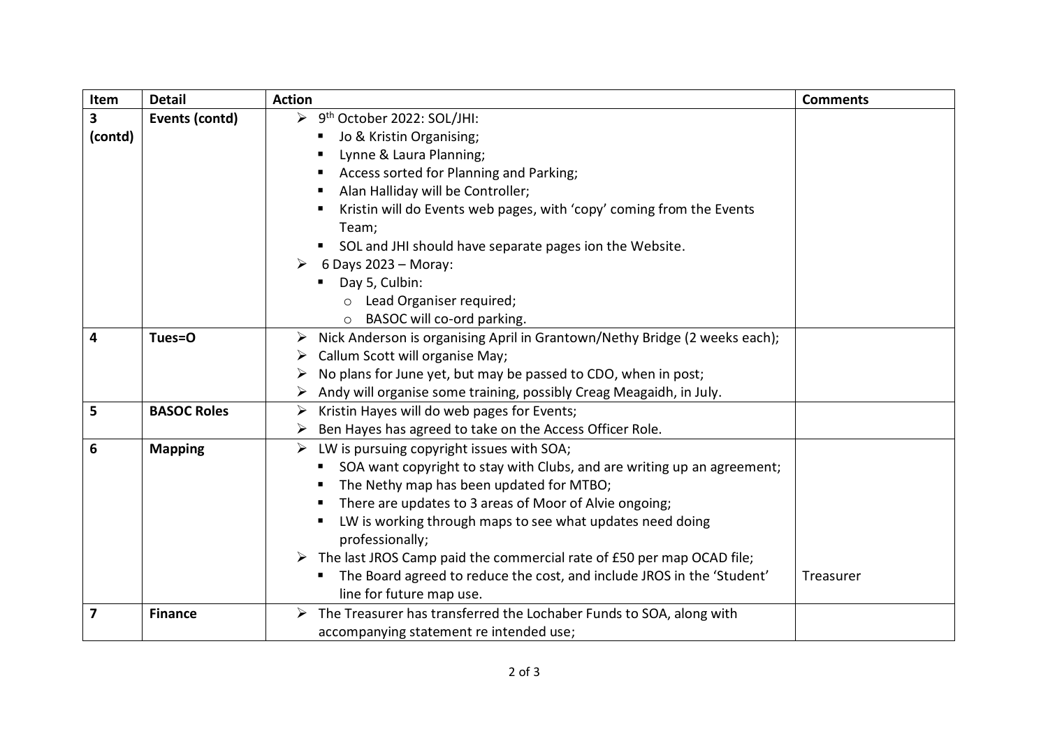| Item | Detail | Action | Comments |
|---|---|---|---|
| **3 (contd)** | **Events (contd)** | ➢ 9th October 2022: SOL/JHI:<br>▪ Jo & Kristin Organising;<br>▪ Lynne & Laura Planning;<br>▪ Access sorted for Planning and Parking;<br>▪ Alan Halliday will be Controller;<br>▪ Kristin will do Events web pages, with 'copy' coming from the Events Team;<br>▪ SOL and JHI should have separate pages ion the Website.<br>➢ 6 Days 2023 – Moray:<br>▪ Day 5, Culbin:<br>○ Lead Organiser required;<br>○ BASOC will co-ord parking. | |
| **4** | **Tues=O** | ➢ Nick Anderson is organising April in Grantown/Nethy Bridge (2 weeks each);<br>➢ Callum Scott will organise May;<br>➢ No plans for June yet, but may be passed to CDO, when in post;<br>➢ Andy will organise some training, possibly Creag Meagaidh, in July. | |
| **5** | **BASOC Roles** | ➢ Kristin Hayes will do web pages for Events;<br>➢ Ben Hayes has agreed to take on the Access Officer Role. | |
| **6** | **Mapping** | ➢ LW is pursuing copyright issues with SOA;<br>▪ SOA want copyright to stay with Clubs, and are writing up an agreement;<br>▪ The Nethy map has been updated for MTBO;<br>▪ There are updates to 3 areas of Moor of Alvie ongoing;<br>▪ LW is working through maps to see what updates need doing professionally;<br>➢ The last JROS Camp paid the commercial rate of £50 per map OCAD file;<br>▪ The Board agreed to reduce the cost, and include JROS in the 'Student' line for future map use. | Treasurer |
| **7** | **Finance** | ➢ The Treasurer has transferred the Lochaber Funds to SOA, along with accompanying statement re intended use; | |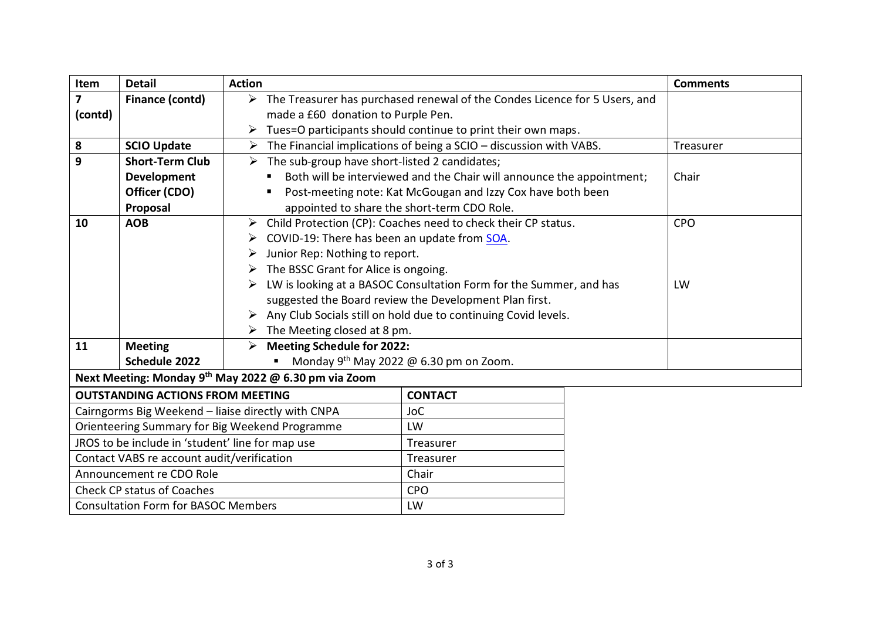| Item | Detail | Action | Comments |
|---|---|---|---|
| **7** **(contd)** | **Finance (contd)** | ➢ The Treasurer has purchased renewal of the Condes Licence for 5 Users, and made a £60 donation to Purple Pen.<br>➢ Tues=O participants should continue to print their own maps. | |
| **8** | **SCIO Update** | ➢ The Financial implications of being a SCIO – discussion with VABS. | Treasurer |
| **9** | **Short-Term Club Development Officer (CDO) Proposal** | ➢ The sub-group have short-listed 2 candidates;<br>▪ Both will be interviewed and the Chair will announce the appointment;<br>▪ Post-meeting note: Kat McGougan and Izzy Cox have both been appointed to share the short-term CDO Role. | Chair |
| **10** | **AOB** | ➢ Child Protection (CP): Coaches need to check their CP status.<br>➢ COVID-19: There has been an update from SOA.<br>➢ Junior Rep: Nothing to report.<br>➢ The BSSC Grant for Alice is ongoing.<br>➢ LW is looking at a BASOC Consultation Form for the Summer, and has suggested the Board review the Development Plan first.<br>➢ Any Club Socials still on hold due to continuing Covid levels.<br>➢ The Meeting closed at 8 pm. | CPO<br><br><br><br>LW |
| **11** | **Meeting Schedule 2022** | ➢ **Meeting Schedule for 2022:**<br>▪ Monday 9th May 2022 @ 6.30 pm on Zoom. | |

**Next Meeting: Monday 9th May 2022 @ 6.30 pm via Zoom**

| OUTSTANDING ACTIONS FROM MEETING | CONTACT |
|---|---|
| Cairngorms Big Weekend – liaise directly with CNPA | JoC |
| Orienteering Summary for Big Weekend Programme | LW |
| JROS to be include in 'student' line for map use | Treasurer |
| Contact VABS re account audit/verification | Treasurer |
| Announcement re CDO Role | Chair |
| Check CP status of Coaches | CPO |
| Consultation Form for BASOC Members | LW |